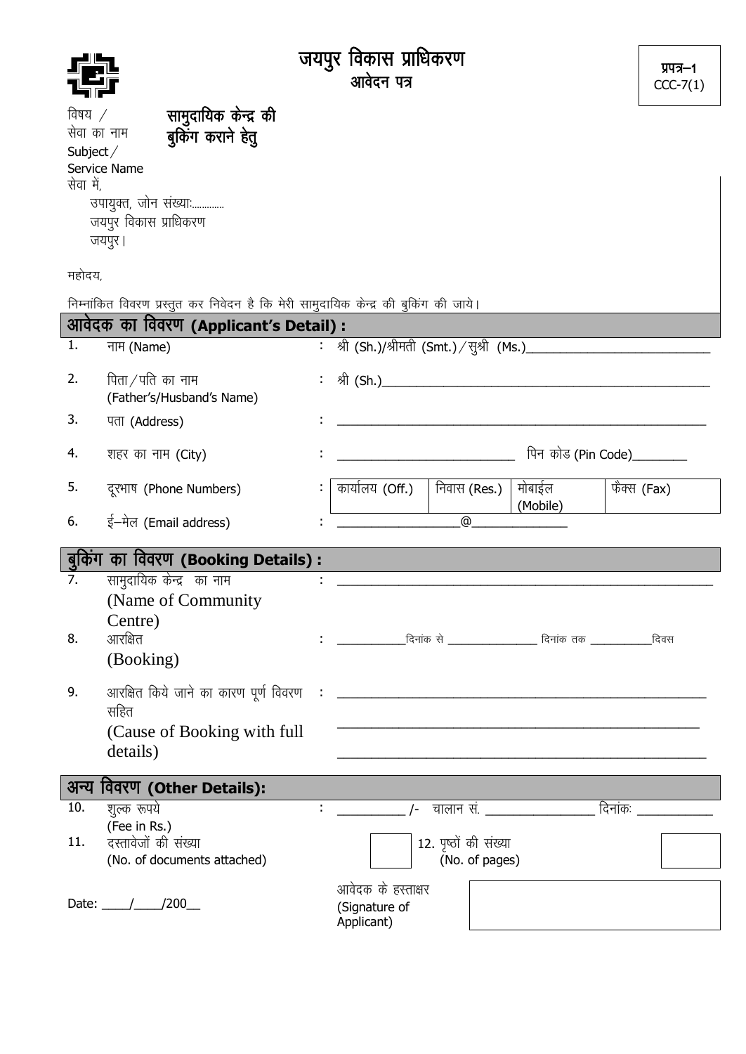# जयपुर विकास प्राधिकरण

## आवेदन पत्र

**प्रपत्र–1**
CCC-7(1)

विषय / सेवा का नाम Subject / Service Name: **सामुदायिक केन्द्र की बुकिंग कराने हेतु**

सेवा में,
उपायुक्त, जोन संख्याः............
जयपुर विकास प्राधिकरण
जयपुर।

महोदय,

निम्नांकित विवरण प्रस्तुत कर निवेदन है कि मेरी सामुदायिक केन्द्र की बुकिंग की जाये।

### आवेदक का विवरण (Applicant's Detail) :

1. नाम (Name) : श्री (Sh.)/श्रीमती (Smt.)/सुश्री (Ms.)___________________________
2. पिता/पति का नाम (Father's/Husband's Name) : श्री (Sh.)____________________________________________
3. पता (Address) : ________________________________________________________
4. शहर का नाम (City) : ___________________________ पिन कोड (Pin Code)________
5. दूरभाष (Phone Numbers) :

| कार्यालय (Off.) | निवास (Res.) | मोबाईल (Mobile) | फैक्स (Fax) |
|---|---|---|---|
| | | | |

6. ई–मेल (Email address) : __________________@______________

### बुकिंग का विवरण (Booking Details) :

7. सामुदायिक केन्द्र का नाम (Name of Community Centre) : ________________________________________________________
8. आरक्षित (Booking) : ___________दिनांक से _______________ दिनांक तक __________दिवस
9. आरक्षित किये जाने का कारण पूर्ण विवरण सहित (Cause of Booking with full details) : ________________________________________________________
________________________________________________________
________________________________________________________

### अन्य विवरण (Other Details):

10. शुल्क रूपये (Fee in Rs.) : __________ /- चालान सं. ________________ दिनांकः ___________
11. दस्तावेजों की संख्या (No. of documents attached) [ ] 12. पृष्ठों की संख्या (No. of pages) [ ]

Date: ____/____/200__

आवेदक के हस्ताक्षर (Signature of Applicant) [ ]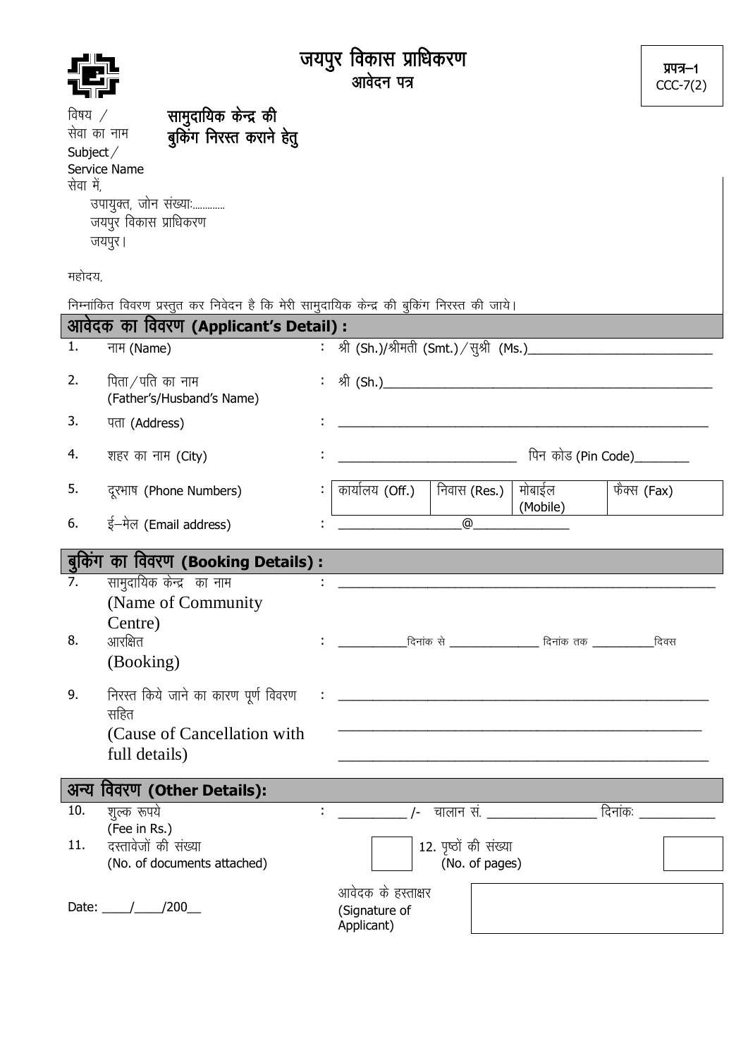# जयपुर विकास प्राधिकरण

## आवेदन पत्र

प्रपत्र–1
CCC-7(2)

विषय / सेवा का नाम Subject/ Service Name: **सामुदायिक केन्द्र की बुकिंग निरस्त कराने हेतु**

सेवा में,
उपायुक्त, जोन संख्याः............
जयपुर विकास प्राधिकरण
जयपुर।

महोदय,

निम्नांकित विवरण प्रस्तुत कर निवेदन है कि मेरी सामुदायिक केन्द्र की बुकिंग निरस्त की जाये।

### आवेदक का विवरण (Applicant's Detail) :

1. नाम (Name) : श्री (Sh.)/श्रीमती (Smt.)/सुश्री (Ms.)___________________________
2. पिता/पति का नाम (Father's/Husband's Name) : श्री (Sh.)_______________________________________________
3. पता (Address) : _______________________________________________________
4. शहर का नाम (City) : __________________________ पिन कोड (Pin Code)________
5. दूरभाष (Phone Numbers) :

| कार्यालय (Off.) | निवास (Res.) | मोबाईल (Mobile) | फैक्स (Fax) |
|---|---|---|---|
| | | | |

6. ई–मेल (Email address) : __________________@______________

### बुकिंग का विवरण (Booking Details) :

7. सामुदायिक केन्द्र का नाम (Name of Community Centre) : _______________________________________________________
8. आरक्षित (Booking) : ___________दिनांक से _______________ दिनांक तक __________दिवस
9. निरस्त किये जाने का कारण पूर्ण विवरण सहित (Cause of Cancellation with full details) : _______________________________________________________
_______________________________________________________
_______________________________________________________

### अन्य विवरण (Other Details):

10. शुल्क रूपये (Fee in Rs.) : __________ /- चालान सं. ________________ दिनांकः ___________
11. दस्तावेजों की संख्या (No. of documents attached) [ ] 12. पृष्ठों की संख्या (No. of pages) [ ]

Date: ____/____/200__

आवेदक के हस्ताक्षर (Signature of Applicant) [ ]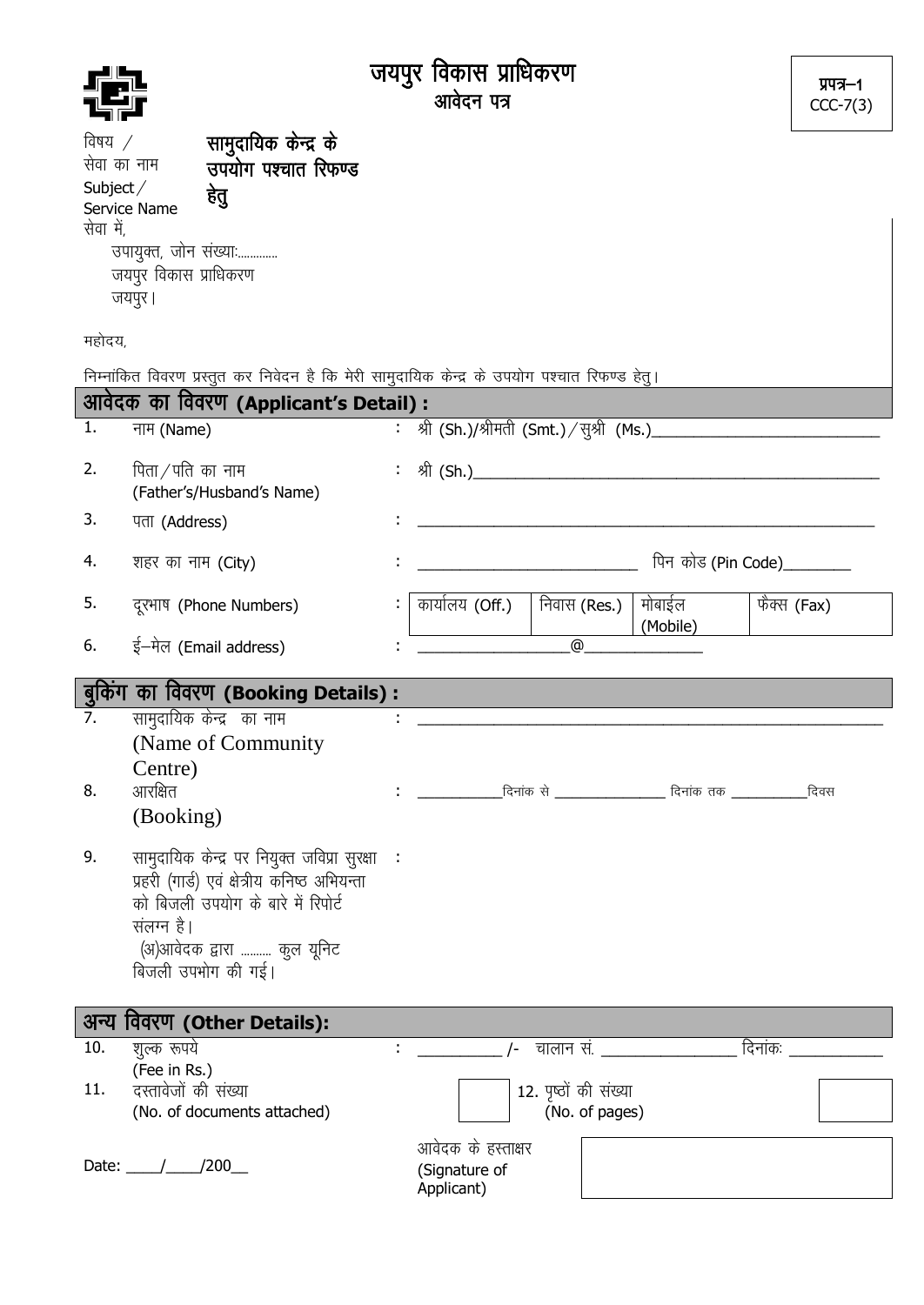# जयपुर विकास प्राधिकरण
## आवेदन पत्र

प्रपत्र–1
CCC-7(3)

विषय / सेवा का नाम
Subject / Service Name
**सामुदायिक केन्द्र के उपयोग पश्चात रिफण्ड हेतु**

सेवा में,
उपायुक्त, जोन संख्याः............
जयपुर विकास प्राधिकरण
जयपुर।

महोदय,

निम्नांकित विवरण प्रस्तुत कर निवेदन है कि मेरी सामुदायिक केन्द्र के उपयोग पश्चात रिफण्ड हेतु।

## आवेदक का विवरण (Applicant's Detail) :

1. नाम (Name) : श्री (Sh.)/श्रीमती (Smt.)/सुश्री (Ms.)____________________________
2. पिता/पति का नाम (Father's/Husband's Name) : श्री (Sh.)____________________________________________________
3. पता (Address) : ____________________________________________________________
4. शहर का नाम (City) : ____________________________ पिन कोड (Pin Code)_________
5. दूरभाष (Phone Numbers) :

| कार्यालय (Off.) | निवास (Res.) | मोबाईल (Mobile) | फैक्स (Fax) |
|---|---|---|---|
| | | | |

6. ई–मेल (Email address) : ___________________@_______________

## बुकिंग का विवरण (Booking Details) :

7. सामुदायिक केन्द्र का नाम (Name of Community Centre) : ____________________________________________________________
8. आरक्षित (Booking) : ____________दिनांक से ________________ दिनांक तक ___________दिवस
9. सामुदायिक केन्द्र पर नियुक्त जविप्रा सुरक्षा प्रहरी (गार्ड) एवं क्षेत्रीय कनिष्ठ अभियन्ता को बिजली उपयोग के बारे में रिपोर्ट संलग्न है। :
   (अ)आवेदक द्वारा .......... कुल यूनिट बिजली उपभोग की गई।

## अन्य विवरण (Other Details):

10. शुल्क रूपये (Fee in Rs.) : ___________ /- चालान सं. _________________ दिनांकः ____________
11. दस्तावेजों की संख्या (No. of documents attached) [ ]    12. पृष्ठों की संख्या (No. of pages) [ ]

Date: ____/____/200__

आवेदक के हस्ताक्षर (Signature of Applicant) [ ]